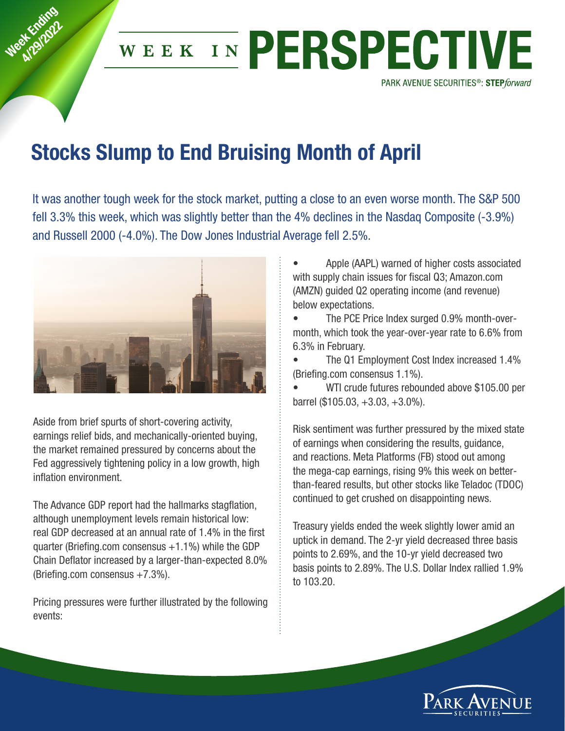# Stocks Slump to End Bruising Month of April

It was another tough week for the stock market, putting a close to an even worse month. The S&P 500 fell 3.3% this week, which was slightly better than the 4% declines in the Nasdaq Composite (-3.9%) and Russell 2000 (-4.0%). The Dow Jones Industrial Average fell 2.5%.

Aside from brief spurts of short-covering activity, earnings relief bids, and mechanically-oriented buying, the market remained pressured by concerns about the Fed aggressively tightening policy in a low growth, high inflation environment.

The Advance GDP report had the hallmarks stagflation, although unemployment levels remain historical low: real GDP decreased at an annual rate of 1.4% in the first quarter (Briefing.com consensus +1.1%) while the GDP Chain Deflator increased by a larger-than-expected 8.0% (Briefing.com consensus +7.3%).

Pricing pressures were further illustrated by the following events:

- Apple (AAPL) warned of higher costs associated with supply chain issues for fiscal Q3; Amazon.com (AMZN) guided Q2 operating income (and revenue) below expectations.
- The PCE Price Index surged 0.9% month-over-month, which took the year-over-year rate to 6.6% from 6.3% in February.
- The Q1 Employment Cost Index increased 1.4% (Briefing.com consensus 1.1%).
- WTI crude futures rebounded above $105.00 per barrel ($105.03, +3.03, +3.0%).

Risk sentiment was further pressured by the mixed state of earnings when considering the results, guidance, and reactions. Meta Platforms (FB) stood out among the mega-cap earnings, rising 9% this week on better-than-feared results, but other stocks like Teladoc (TDOC) continued to get crushed on disappointing news.

Treasury yields ended the week slightly lower amid an uptick in demand. The 2-yr yield decreased three basis points to 2.69%, and the 10-yr yield decreased two basis points to 2.89%. The U.S. Dollar Index rallied 1.9% to 103.20.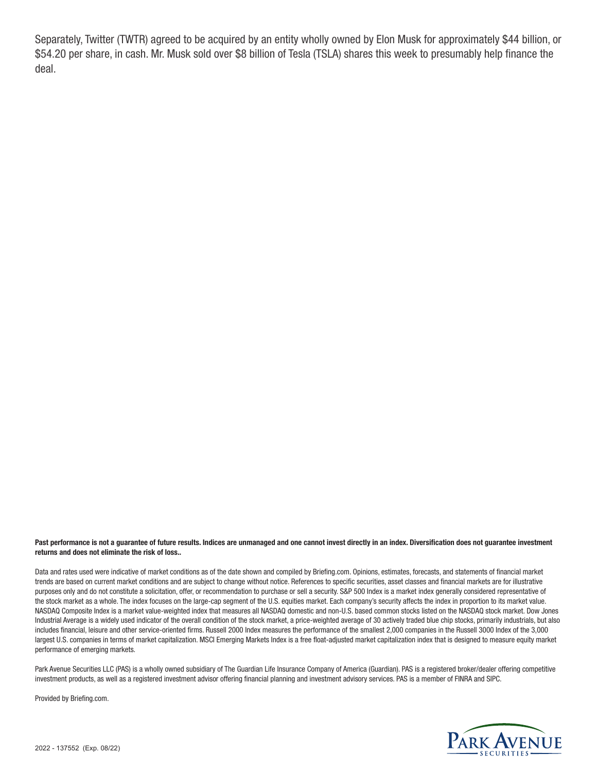Separately, Twitter (TWTR) agreed to be acquired by an entity wholly owned by Elon Musk for approximately $44 billion, or $54.20 per share, in cash. Mr. Musk sold over $8 billion of Tesla (TSLA) shares this week to presumably help finance the deal.

**Past performance is not a guarantee of future results. Indices are unmanaged and one cannot invest directly in an index. Diversification does not guarantee investment returns and does not eliminate the risk of loss..**

Data and rates used were indicative of market conditions as of the date shown and compiled by Briefing.com. Opinions, estimates, forecasts, and statements of financial market trends are based on current market conditions and are subject to change without notice. References to specific securities, asset classes and financial markets are for illustrative purposes only and do not constitute a solicitation, offer, or recommendation to purchase or sell a security. S&P 500 Index is a market index generally considered representative of the stock market as a whole. The index focuses on the large-cap segment of the U.S. equities market. Each company's security affects the index in proportion to its market value. NASDAQ Composite Index is a market value-weighted index that measures all NASDAQ domestic and non-U.S. based common stocks listed on the NASDAQ stock market. Dow Jones Industrial Average is a widely used indicator of the overall condition of the stock market, a price-weighted average of 30 actively traded blue chip stocks, primarily industrials, but also includes financial, leisure and other service-oriented firms. Russell 2000 Index measures the performance of the smallest 2,000 companies in the Russell 3000 Index of the 3,000 largest U.S. companies in terms of market capitalization. MSCI Emerging Markets Index is a free float-adjusted market capitalization index that is designed to measure equity market performance of emerging markets.

Park Avenue Securities LLC (PAS) is a wholly owned subsidiary of The Guardian Life Insurance Company of America (Guardian). PAS is a registered broker/dealer offering competitive investment products, as well as a registered investment advisor offering financial planning and investment advisory services. PAS is a member of FINRA and SIPC.

Provided by Briefing.com.

2022 - 137552 (Exp. 08/22)

PARK AVENUE SECURITIES